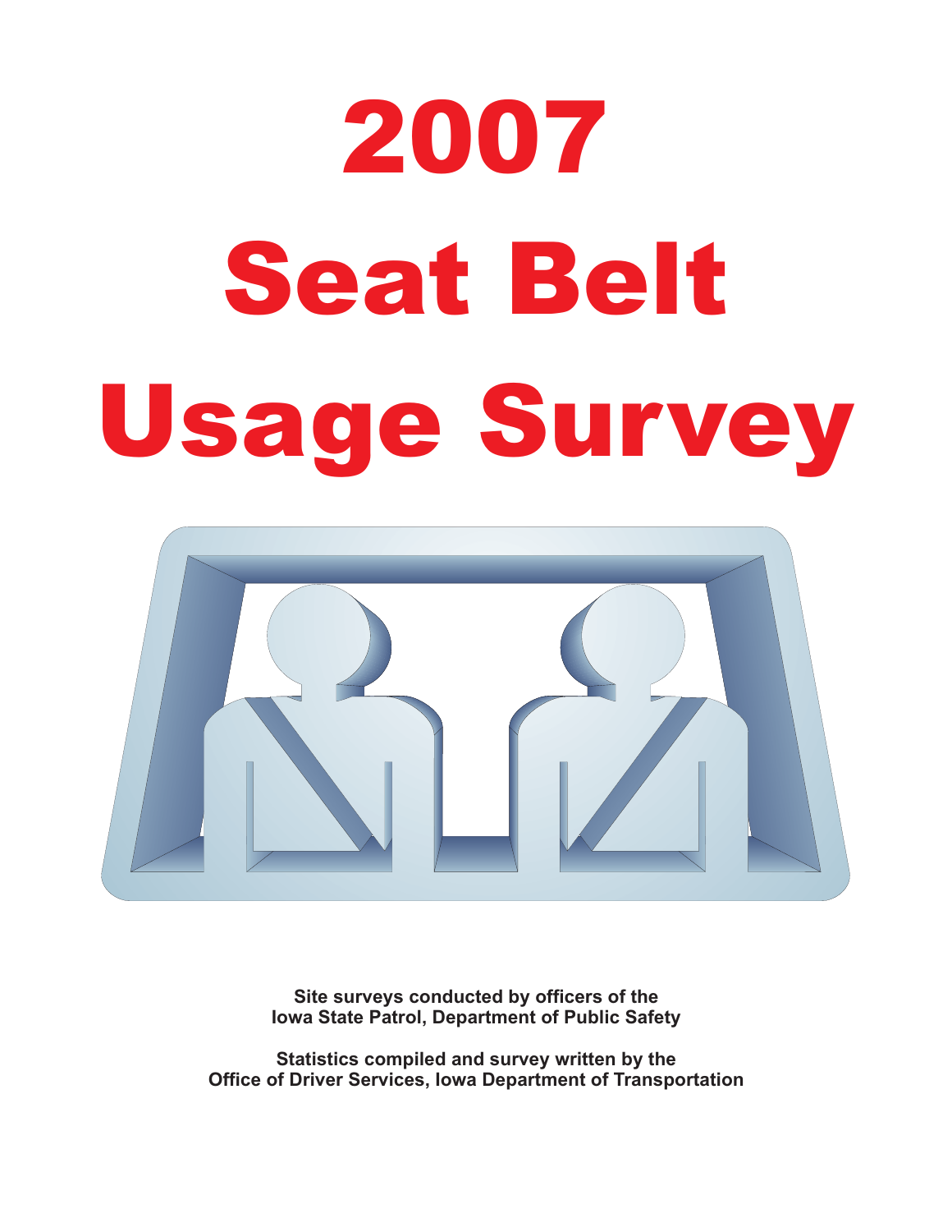# 2007 Seat Belt Usage Survey

**Site surveys conducted by officers of the Iowa State Patrol, Department of Public Safety**

**Statistics compiled and survey written by the Office of Driver Services, Iowa Department of Transportation**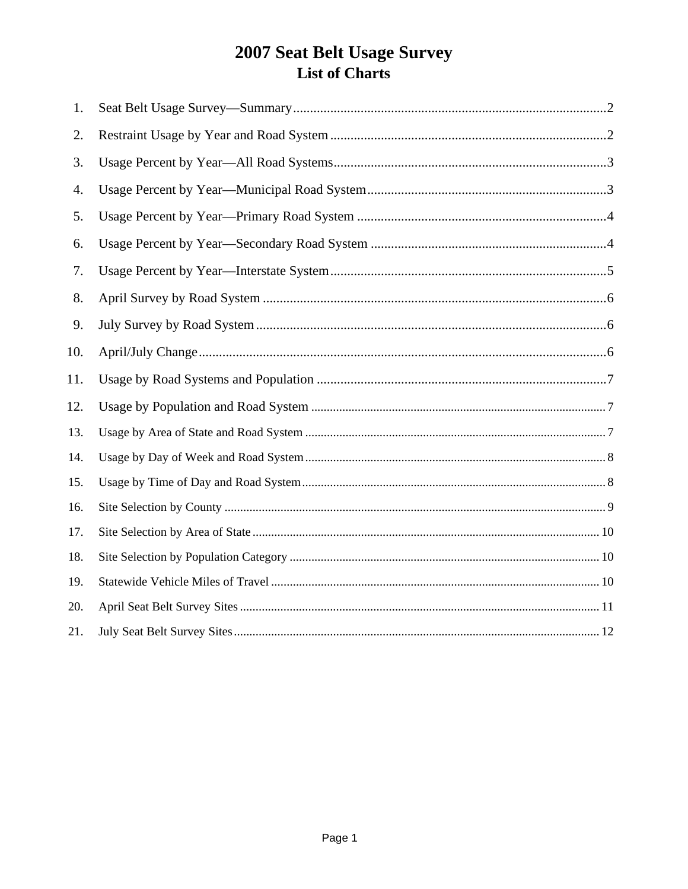# 2007 Seat Belt Usage Survey

## List of Charts

1. Seat Belt Usage Survey—Summary .......... 2
2. Restraint Usage by Year and Road System .......... 2
3. Usage Percent by Year—All Road Systems .......... 3
4. Usage Percent by Year—Municipal Road System .......... 3
5. Usage Percent by Year—Primary Road System .......... 4
6. Usage Percent by Year—Secondary Road System .......... 4
7. Usage Percent by Year—Interstate System .......... 5
8. April Survey by Road System .......... 6
9. July Survey by Road System .......... 6
10. April/July Change .......... 6
11. Usage by Road Systems and Population .......... 7
12. Usage by Population and Road System .......... 7
13. Usage by Area of State and Road System .......... 7
14. Usage by Day of Week and Road System .......... 8
15. Usage by Time of Day and Road System .......... 8
16. Site Selection by County .......... 9
17. Site Selection by Area of State .......... 10
18. Site Selection by Population Category .......... 10
19. Statewide Vehicle Miles of Travel .......... 10
20. April Seat Belt Survey Sites .......... 11
21. July Seat Belt Survey Sites .......... 12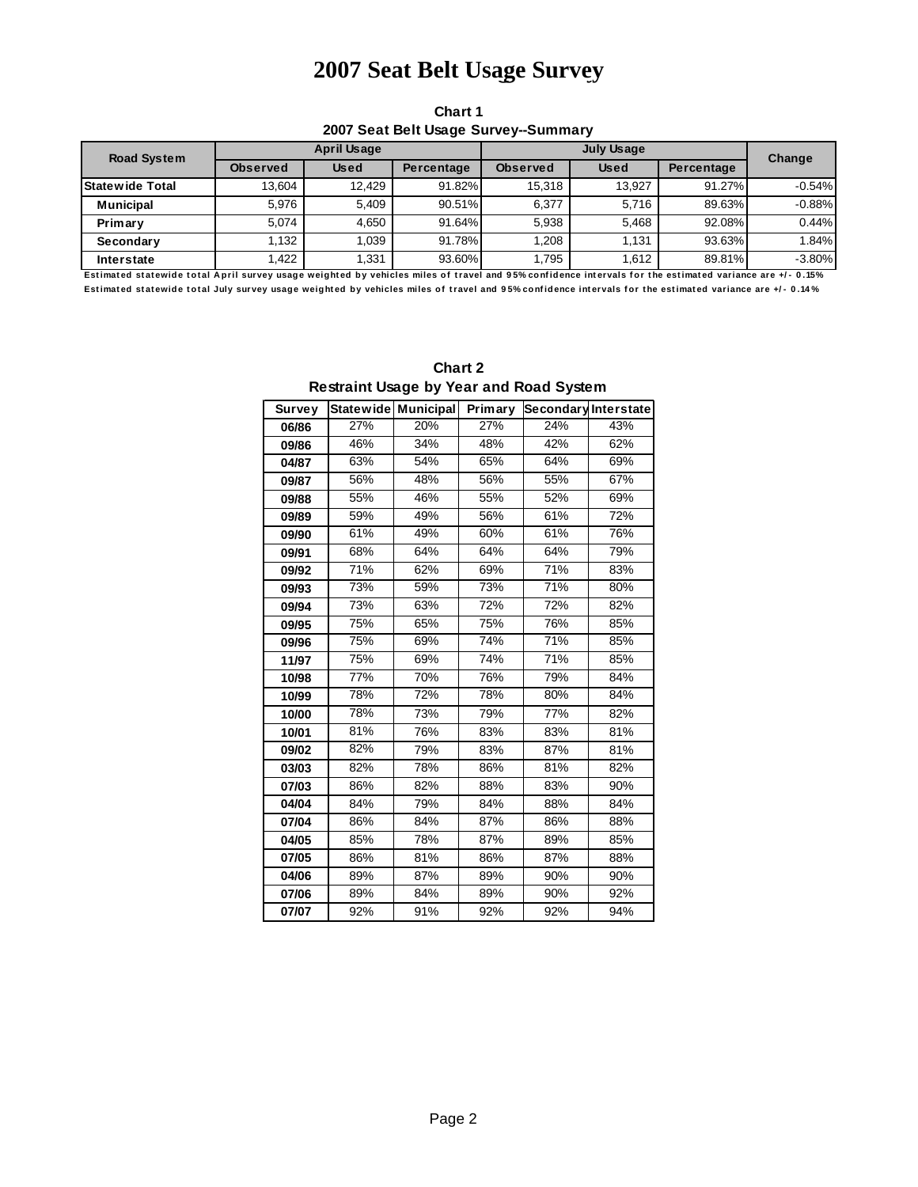# 2007 Seat Belt Usage Survey

**Chart 1**
**2007 Seat Belt Usage Survey--Summary**

| Road System | April Usage | | | July Usage | | | Change |
|---|---|---|---|---|---|---|---|
| | Observed | Used | Percentage | Observed | Used | Percentage | |
| **Statewide Total** | 13,604 | 12,429 | 91.82% | 15,318 | 13,927 | 91.27% | -0.54% |
| **Municipal** | 5,976 | 5,409 | 90.51% | 6,377 | 5,716 | 89.63% | -0.88% |
| **Primary** | 5,074 | 4,650 | 91.64% | 5,938 | 5,468 | 92.08% | 0.44% |
| **Secondary** | 1,132 | 1,039 | 91.78% | 1,208 | 1,131 | 93.63% | 1.84% |
| **Interstate** | 1,422 | 1,331 | 93.60% | 1,795 | 1,612 | 89.81% | -3.80% |

Estimated statewide total April survey usage weighted by vehicles miles of travel and 95% confidence intervals for the estimated variance are +/- 0.15%

Estimated statewide total July survey usage weighted by vehicles miles of travel and 95% confidence intervals for the estimated variance are +/- 0.14%

**Chart 2**
**Restraint Usage by Year and Road System**

| Survey | Statewide | Municipal | Primary | Secondary | Interstate |
|---|---|---|---|---|---|
| 06/86 | 27% | 20% | 27% | 24% | 43% |
| 09/86 | 46% | 34% | 48% | 42% | 62% |
| 04/87 | 63% | 54% | 65% | 64% | 69% |
| 09/87 | 56% | 48% | 56% | 55% | 67% |
| 09/88 | 55% | 46% | 55% | 52% | 69% |
| 09/89 | 59% | 49% | 56% | 61% | 72% |
| 09/90 | 61% | 49% | 60% | 61% | 76% |
| 09/91 | 68% | 64% | 64% | 64% | 79% |
| 09/92 | 71% | 62% | 69% | 71% | 83% |
| 09/93 | 73% | 59% | 73% | 71% | 80% |
| 09/94 | 73% | 63% | 72% | 72% | 82% |
| 09/95 | 75% | 65% | 75% | 76% | 85% |
| 09/96 | 75% | 69% | 74% | 71% | 85% |
| 11/97 | 75% | 69% | 74% | 71% | 85% |
| 10/98 | 77% | 70% | 76% | 79% | 84% |
| 10/99 | 78% | 72% | 78% | 80% | 84% |
| 10/00 | 78% | 73% | 79% | 77% | 82% |
| 10/01 | 81% | 76% | 83% | 83% | 81% |
| 09/02 | 82% | 79% | 83% | 87% | 81% |
| 03/03 | 82% | 78% | 86% | 81% | 82% |
| 07/03 | 86% | 82% | 88% | 83% | 90% |
| 04/04 | 84% | 79% | 84% | 88% | 84% |
| 07/04 | 86% | 84% | 87% | 86% | 88% |
| 04/05 | 85% | 78% | 87% | 89% | 85% |
| 07/05 | 86% | 81% | 86% | 87% | 88% |
| 04/06 | 89% | 87% | 89% | 90% | 90% |
| 07/06 | 89% | 84% | 89% | 90% | 92% |
| 07/07 | 92% | 91% | 92% | 92% | 94% |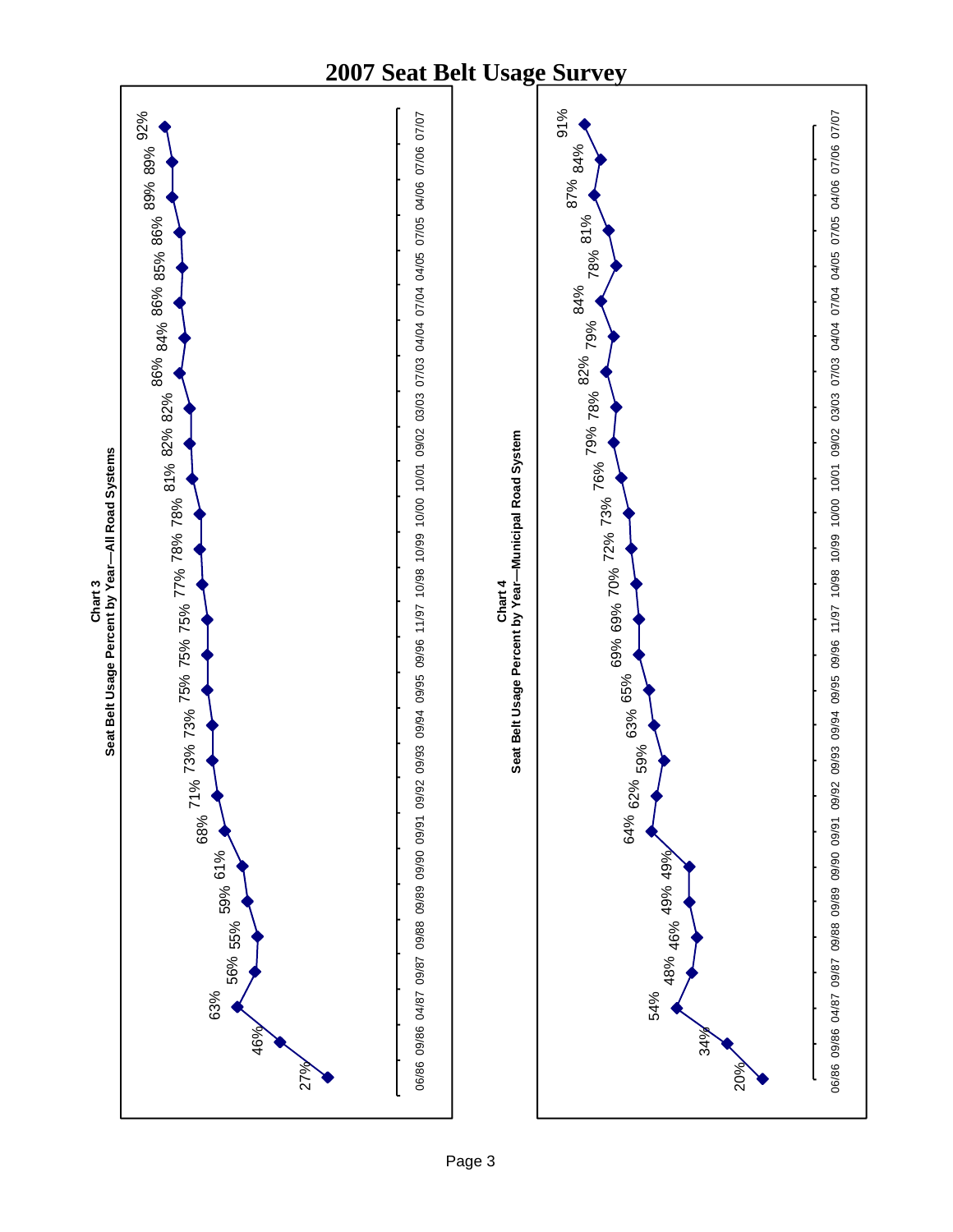# 2007 Seat Belt Usage Survey

**Chart 3**
**Seat Belt Usage Percent by Year—All Road Systems**

| Date | Percent |
|---|---|
| 06/86 | 27% |
| 09/86 | 46% |
| 04/87 | 63% |
| 09/87 | 56% |
| 09/88 | 55% |
| 09/89 | 59% |
| 09/90 | 61% |
| 09/91 | 68% |
| 09/92 | 71% |
| 09/93 | 73% |
| 09/94 | 73% |
| 09/95 | 75% |
| 09/96 | 75% |
| 11/97 | 75% |
| 10/98 | 77% |
| 10/99 | 78% |
| 10/00 | 78% |
| 10/01 | 81% |
| 09/02 | 82% |
| 03/03 | 82% |
| 07/03 | 86% |
| 04/04 | 84% |
| 07/04 | 86% |
| 04/05 | 85% |
| 07/05 | 86% |
| 04/06 | 89% |
| 07/06 | 89% |
| 07/07 | 92% |

**Chart 4**
**Seat Belt Usage Percent by Year—Municipal Road System**

| Date | Percent |
|---|---|
| 06/86 | 20% |
| 09/86 | 34% |
| 04/87 | 54% |
| 09/87 | 48% |
| 09/88 | 46% |
| 09/89 | 49% |
| 09/90 | 49% |
| 09/91 | 64% |
| 09/92 | 62% |
| 09/93 | 59% |
| 09/94 | 63% |
| 09/95 | 65% |
| 09/96 | 69% |
| 11/97 | 69% |
| 10/98 | 70% |
| 10/99 | 72% |
| 10/00 | 73% |
| 10/01 | 76% |
| 09/02 | 79% |
| 03/03 | 78% |
| 07/03 | 82% |
| 04/04 | 79% |
| 07/04 | 84% |
| 04/05 | 78% |
| 07/05 | 81% |
| 04/06 | 87% |
| 07/06 | 84% |
| 07/07 | 91% |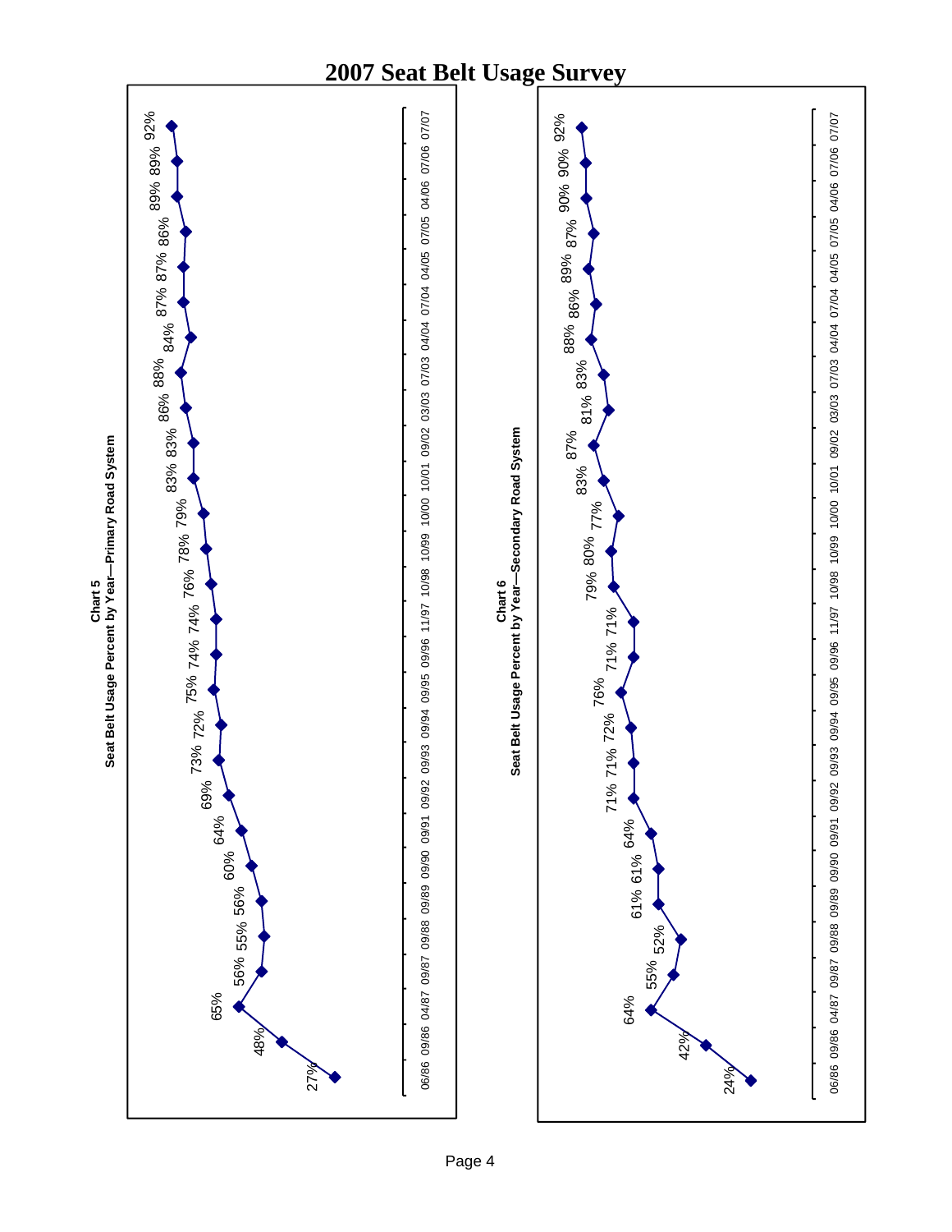# 2007 Seat Belt Usage Survey

## Chart 5
### Seat Belt Usage Percent by Year—Primary Road System

| Date | Usage |
|---|---|
| 06/86 | 27% |
| 09/86 | 48% |
| 04/87 | 65% |
| 09/87 | 56% |
| 09/88 | 55% |
| 09/89 | 56% |
| 09/90 | 60% |
| 09/91 | 64% |
| 09/92 | 69% |
| 09/93 | 73% |
| 09/94 | 72% |
| 09/95 | 75% |
| 09/96 | 74% |
| 11/97 | 74% |
| 10/98 | 76% |
| 10/99 | 78% |
| 10/00 | 79% |
| 10/01 | 83% |
| 09/02 | 83% |
| 03/03 | 86% |
| 07/03 | 88% |
| 04/04 | 84% |
| 07/04 | 87% |
| 04/05 | 87% |
| 07/05 | 86% |
| 04/06 | 89% |
| 07/06 | 89% |
| 07/07 | 92% |

## Chart 6
### Seat Belt Usage Percent by Year—Secondary Road System

| Date | Usage |
|---|---|
| 06/86 | 24% |
| 09/86 | 42% |
| 04/87 | 64% |
| 09/87 | 55% |
| 09/88 | 52% |
| 09/89 | 61% |
| 09/90 | 61% |
| 09/91 | 64% |
| 09/92 | 71% |
| 09/93 | 71% |
| 09/94 | 72% |
| 09/95 | 76% |
| 09/96 | 71% |
| 11/97 | 71% |
| 10/98 | 79% |
| 10/99 | 80% |
| 10/00 | 77% |
| 10/01 | 83% |
| 09/02 | 87% |
| 03/03 | 81% |
| 07/03 | 83% |
| 04/04 | 88% |
| 07/04 | 86% |
| 04/05 | 89% |
| 07/05 | 87% |
| 04/06 | 90% |
| 07/06 | 90% |
| 07/07 | 92% |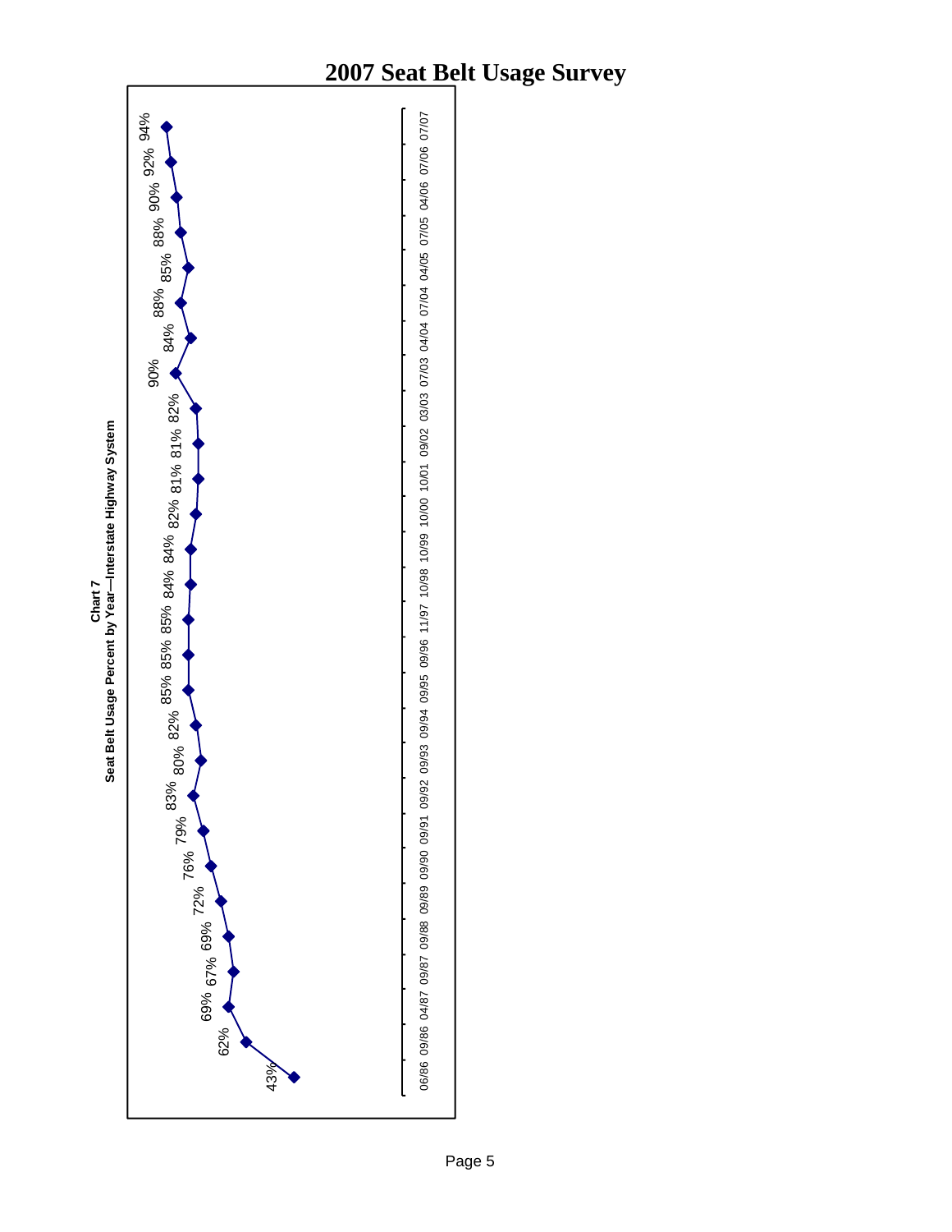# 2007 Seat Belt Usage Survey

**Chart 7**
**Seat Belt Usage Percent by Year—Interstate Highway System**

| Date | Usage |
|---|---|
| 06/86 | 43% |
| 09/86 | 62% |
| 04/87 | 69% |
| 09/87 | 67% |
| 09/88 | 69% |
| 09/89 | 72% |
| 09/90 | 76% |
| 09/91 | 79% |
| 09/92 | 83% |
| 09/93 | 80% |
| 09/94 | 82% |
| 09/95 | 85% |
| 09/96 | 85% |
| 11/97 | 85% |
| 10/98 | 84% |
| 10/99 | 84% |
| 10/00 | 82% |
| 10/01 | 81% |
| 09/02 | 81% |
| 03/03 | 82% |
| 07/03 | 90% |
| 04/04 | 84% |
| 07/04 | 88% |
| 04/05 | 85% |
| 07/05 | 88% |
| 04/06 | 90% |
| 07/06 | 92% |
| 07/07 | 94% |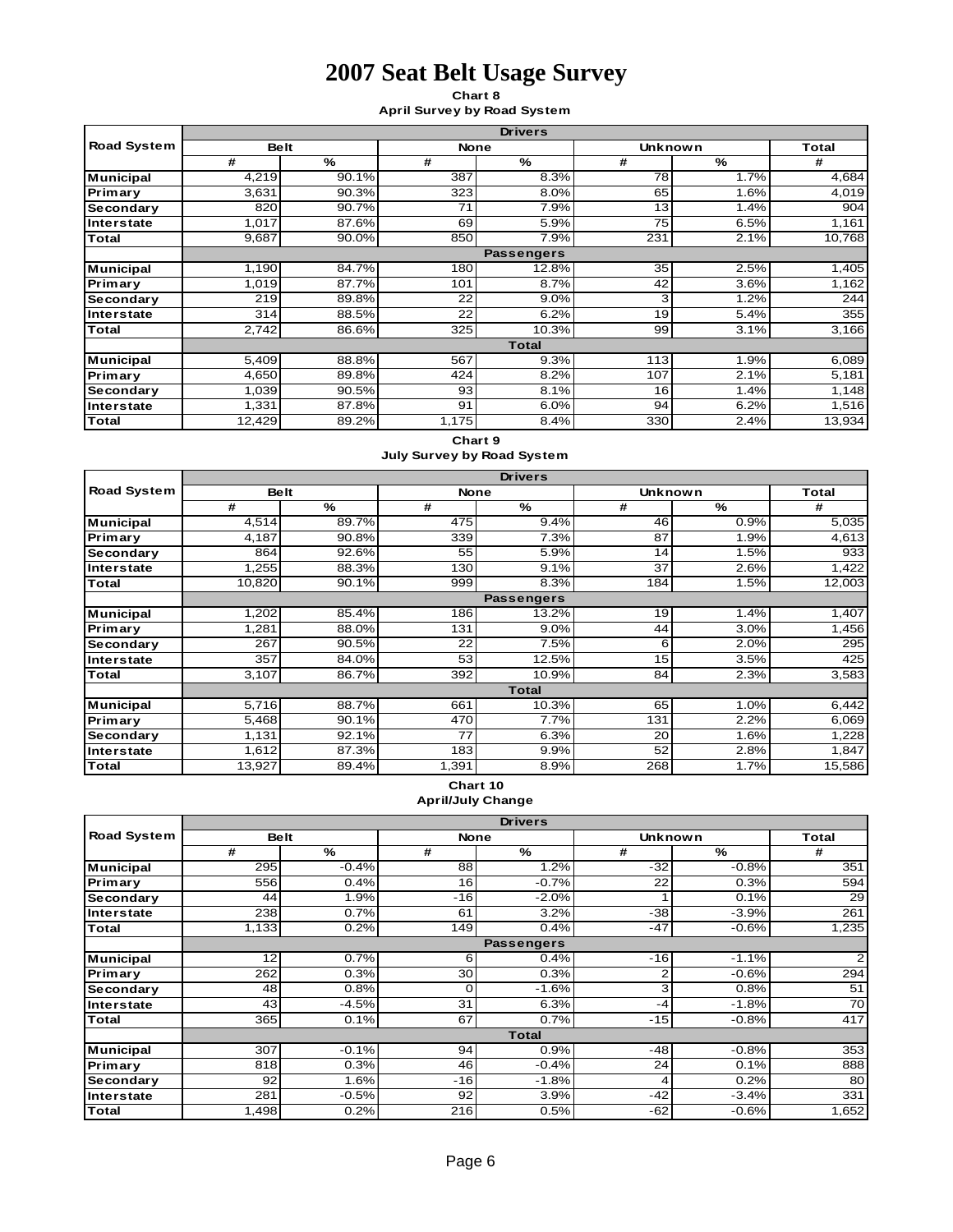# 2007 Seat Belt Usage Survey

**Chart 8**
**April Survey by Road System**

| Road System | Belt | | None | | Unknown | | Total |
|---|---|---|---|---|---|---|---|
| | # | % | # | % | # | % | # |
| **Drivers** | | | | | | | |
| Municipal | 4,219 | 90.1% | 387 | 8.3% | 78 | 1.7% | 4,684 |
| Primary | 3,631 | 90.3% | 323 | 8.0% | 65 | 1.6% | 4,019 |
| Secondary | 820 | 90.7% | 71 | 7.9% | 13 | 1.4% | 904 |
| Interstate | 1,017 | 87.6% | 69 | 5.9% | 75 | 6.5% | 1,161 |
| Total | 9,687 | 90.0% | 850 | 7.9% | 231 | 2.1% | 10,768 |
| **Passengers** | | | | | | | |
| Municipal | 1,190 | 84.7% | 180 | 12.8% | 35 | 2.5% | 1,405 |
| Primary | 1,019 | 87.7% | 101 | 8.7% | 42 | 3.6% | 1,162 |
| Secondary | 219 | 89.8% | 22 | 9.0% | 3 | 1.2% | 244 |
| Interstate | 314 | 88.5% | 22 | 6.2% | 19 | 5.4% | 355 |
| Total | 2,742 | 86.6% | 325 | 10.3% | 99 | 3.1% | 3,166 |
| **Total** | | | | | | | |
| Municipal | 5,409 | 88.8% | 567 | 9.3% | 113 | 1.9% | 6,089 |
| Primary | 4,650 | 89.8% | 424 | 8.2% | 107 | 2.1% | 5,181 |
| Secondary | 1,039 | 90.5% | 93 | 8.1% | 16 | 1.4% | 1,148 |
| Interstate | 1,331 | 87.8% | 91 | 6.0% | 94 | 6.2% | 1,516 |
| Total | 12,429 | 89.2% | 1,175 | 8.4% | 330 | 2.4% | 13,934 |

**Chart 9**
**July Survey by Road System**

| Road System | Belt | | None | | Unknown | | Total |
|---|---|---|---|---|---|---|---|
| | # | % | # | % | # | % | # |
| **Drivers** | | | | | | | |
| Municipal | 4,514 | 89.7% | 475 | 9.4% | 46 | 0.9% | 5,035 |
| Primary | 4,187 | 90.8% | 339 | 7.3% | 87 | 1.9% | 4,613 |
| Secondary | 864 | 92.6% | 55 | 5.9% | 14 | 1.5% | 933 |
| Interstate | 1,255 | 88.3% | 130 | 9.1% | 37 | 2.6% | 1,422 |
| Total | 10,820 | 90.1% | 999 | 8.3% | 184 | 1.5% | 12,003 |
| **Passengers** | | | | | | | |
| Municipal | 1,202 | 85.4% | 186 | 13.2% | 19 | 1.4% | 1,407 |
| Primary | 1,281 | 88.0% | 131 | 9.0% | 44 | 3.0% | 1,456 |
| Secondary | 267 | 90.5% | 22 | 7.5% | 6 | 2.0% | 295 |
| Interstate | 357 | 84.0% | 53 | 12.5% | 15 | 3.5% | 425 |
| Total | 3,107 | 86.7% | 392 | 10.9% | 84 | 2.3% | 3,583 |
| **Total** | | | | | | | |
| Municipal | 5,716 | 88.7% | 661 | 10.3% | 65 | 1.0% | 6,442 |
| Primary | 5,468 | 90.1% | 470 | 7.7% | 131 | 2.2% | 6,069 |
| Secondary | 1,131 | 92.1% | 77 | 6.3% | 20 | 1.6% | 1,228 |
| Interstate | 1,612 | 87.3% | 183 | 9.9% | 52 | 2.8% | 1,847 |
| Total | 13,927 | 89.4% | 1,391 | 8.9% | 268 | 1.7% | 15,586 |

**Chart 10**
**April/July Change**

| Road System | Belt | | None | | Unknown | | Total |
|---|---|---|---|---|---|---|---|
| | # | % | # | % | # | % | # |
| **Drivers** | | | | | | | |
| Municipal | 295 | -0.4% | 88 | 1.2% | -32 | -0.8% | 351 |
| Primary | 556 | 0.4% | 16 | -0.7% | 22 | 0.3% | 594 |
| Secondary | 44 | 1.9% | -16 | -2.0% | 1 | 0.1% | 29 |
| Interstate | 238 | 0.7% | 61 | 3.2% | -38 | -3.9% | 261 |
| Total | 1,133 | 0.2% | 149 | 0.4% | -47 | -0.6% | 1,235 |
| **Passengers** | | | | | | | |
| Municipal | 12 | 0.7% | 6 | 0.4% | -16 | -1.1% | 2 |
| Primary | 262 | 0.3% | 30 | 0.3% | 2 | -0.6% | 294 |
| Secondary | 48 | 0.8% | 0 | -1.6% | 3 | 0.8% | 51 |
| Interstate | 43 | -4.5% | 31 | 6.3% | -4 | -1.8% | 70 |
| Total | 365 | 0.1% | 67 | 0.7% | -15 | -0.8% | 417 |
| **Total** | | | | | | | |
| Municipal | 307 | -0.1% | 94 | 0.9% | -48 | -0.8% | 353 |
| Primary | 818 | 0.3% | 46 | -0.4% | 24 | 0.1% | 888 |
| Secondary | 92 | 1.6% | -16 | -1.8% | 4 | 0.2% | 80 |
| Interstate | 281 | -0.5% | 92 | 3.9% | -42 | -3.4% | 331 |
| Total | 1,498 | 0.2% | 216 | 0.5% | -62 | -0.6% | 1,652 |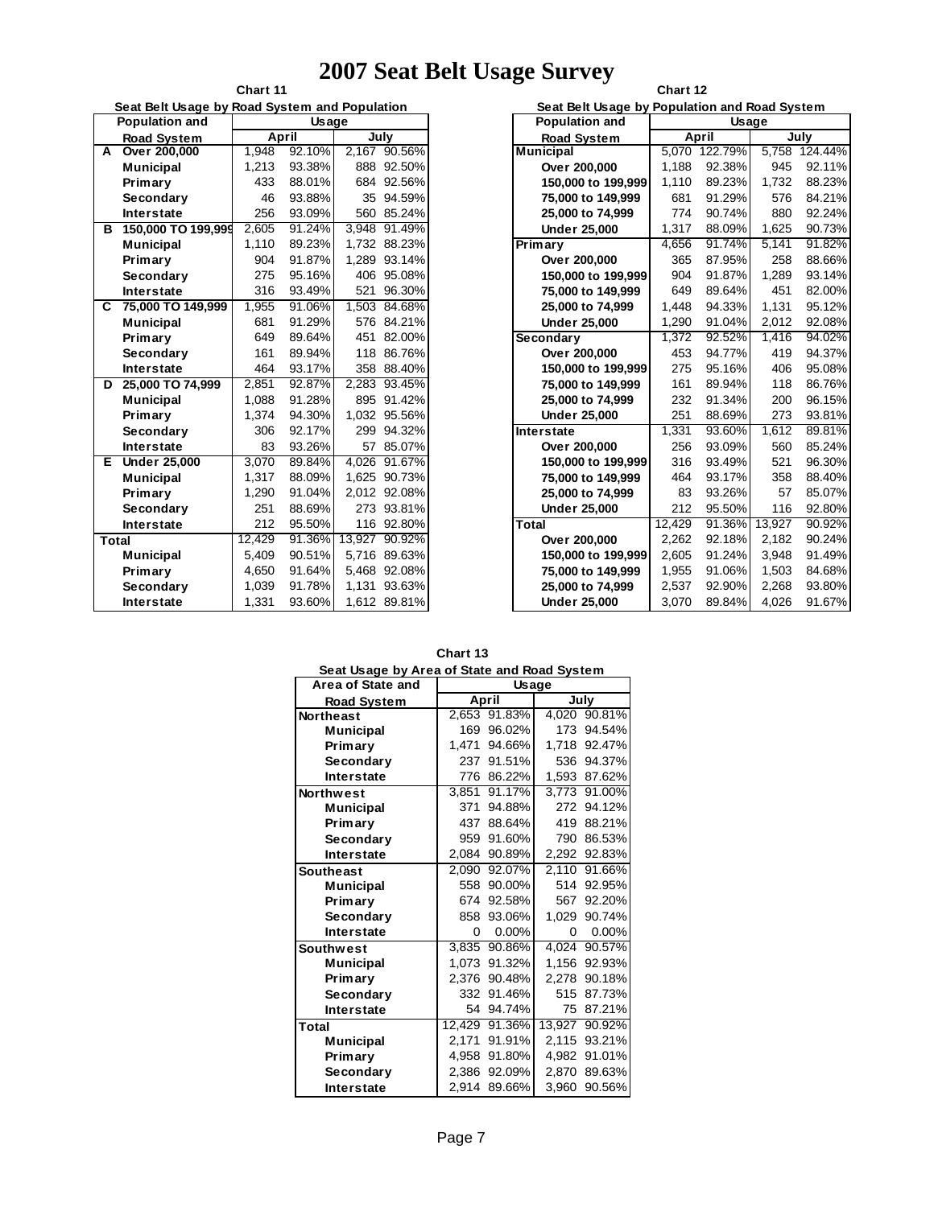# 2007 Seat Belt Usage Survey

**Chart 11**

**Seat Belt Usage by Road System and Population**

| | Population and Road System | Usage | | | |
|---|---|---|---|---|---|
| | | April | | July | |
| A | Over 200,000 | 1,948 | 92.10% | 2,167 | 90.56% |
| | Municipal | 1,213 | 93.38% | 888 | 92.50% |
| | Primary | 433 | 88.01% | 684 | 92.56% |
| | Secondary | 46 | 93.88% | 35 | 94.59% |
| | Interstate | 256 | 93.09% | 560 | 85.24% |
| B | 150,000 TO 199,999 | 2,605 | 91.24% | 3,948 | 91.49% |
| | Municipal | 1,110 | 89.23% | 1,732 | 88.23% |
| | Primary | 904 | 91.87% | 1,289 | 93.14% |
| | Secondary | 275 | 95.16% | 406 | 95.08% |
| | Interstate | 316 | 93.49% | 521 | 96.30% |
| C | 75,000 TO 149,999 | 1,955 | 91.06% | 1,503 | 84.68% |
| | Municipal | 681 | 91.29% | 576 | 84.21% |
| | Primary | 649 | 89.64% | 451 | 82.00% |
| | Secondary | 161 | 89.94% | 118 | 86.76% |
| | Interstate | 464 | 93.17% | 358 | 88.40% |
| D | 25,000 TO 74,999 | 2,851 | 92.87% | 2,283 | 93.45% |
| | Municipal | 1,088 | 91.28% | 895 | 91.42% |
| | Primary | 1,374 | 94.30% | 1,032 | 95.56% |
| | Secondary | 306 | 92.17% | 299 | 94.32% |
| | Interstate | 83 | 93.26% | 57 | 85.07% |
| E | Under 25,000 | 3,070 | 89.84% | 4,026 | 91.67% |
| | Municipal | 1,317 | 88.09% | 1,625 | 90.73% |
| | Primary | 1,290 | 91.04% | 2,012 | 92.08% |
| | Secondary | 251 | 88.69% | 273 | 93.81% |
| | Interstate | 212 | 95.50% | 116 | 92.80% |
| Total | | 12,429 | 91.36% | 13,927 | 90.92% |
| | Municipal | 5,409 | 90.51% | 5,716 | 89.63% |
| | Primary | 4,650 | 91.64% | 5,468 | 92.08% |
| | Secondary | 1,039 | 91.78% | 1,131 | 93.63% |
| | Interstate | 1,331 | 93.60% | 1,612 | 89.81% |

**Chart 12**

**Seat Belt Usage by Population and Road System**

| Population and Road System | Usage | | | |
|---|---|---|---|---|
| | April | | July | |
| Municipal | 5,070 | 122.79% | 5,758 | 124.44% |
| Over 200,000 | 1,188 | 92.38% | 945 | 92.11% |
| 150,000 to 199,999 | 1,110 | 89.23% | 1,732 | 88.23% |
| 75,000 to 149,999 | 681 | 91.29% | 576 | 84.21% |
| 25,000 to 74,999 | 774 | 90.74% | 880 | 92.24% |
| Under 25,000 | 1,317 | 88.09% | 1,625 | 90.73% |
| Primary | 4,656 | 91.74% | 5,141 | 91.82% |
| Over 200,000 | 365 | 87.95% | 258 | 88.66% |
| 150,000 to 199,999 | 904 | 91.87% | 1,289 | 93.14% |
| 75,000 to 149,999 | 649 | 89.64% | 451 | 82.00% |
| 25,000 to 74,999 | 1,448 | 94.33% | 1,131 | 95.12% |
| Under 25,000 | 1,290 | 91.04% | 2,012 | 92.08% |
| Secondary | 1,372 | 92.52% | 1,416 | 94.02% |
| Over 200,000 | 453 | 94.77% | 419 | 94.37% |
| 150,000 to 199,999 | 275 | 95.16% | 406 | 95.08% |
| 75,000 to 149,999 | 161 | 89.94% | 118 | 86.76% |
| 25,000 to 74,999 | 232 | 91.34% | 200 | 96.15% |
| Under 25,000 | 251 | 88.69% | 273 | 93.81% |
| Interstate | 1,331 | 93.60% | 1,612 | 89.81% |
| Over 200,000 | 256 | 93.09% | 560 | 85.24% |
| 150,000 to 199,999 | 316 | 93.49% | 521 | 96.30% |
| 75,000 to 149,999 | 464 | 93.17% | 358 | 88.40% |
| 25,000 to 74,999 | 83 | 93.26% | 57 | 85.07% |
| Under 25,000 | 212 | 95.50% | 116 | 92.80% |
| Total | 12,429 | 91.36% | 13,927 | 90.92% |
| Over 200,000 | 2,262 | 92.18% | 2,182 | 90.24% |
| 150,000 to 199,999 | 2,605 | 91.24% | 3,948 | 91.49% |
| 75,000 to 149,999 | 1,955 | 91.06% | 1,503 | 84.68% |
| 25,000 to 74,999 | 2,537 | 92.90% | 2,268 | 93.80% |
| Under 25,000 | 3,070 | 89.84% | 4,026 | 91.67% |

**Chart 13**

**Seat Usage by Area of State and Road System**

| Area of State and Road System | Usage | | | |
|---|---|---|---|---|
| | April | | July | |
| Northeast | 2,653 | 91.83% | 4,020 | 90.81% |
| Municipal | 169 | 96.02% | 173 | 94.54% |
| Primary | 1,471 | 94.66% | 1,718 | 92.47% |
| Secondary | 237 | 91.51% | 536 | 94.37% |
| Interstate | 776 | 86.22% | 1,593 | 87.62% |
| Northwest | 3,851 | 91.17% | 3,773 | 91.00% |
| Municipal | 371 | 94.88% | 272 | 94.12% |
| Primary | 437 | 88.64% | 419 | 88.21% |
| Secondary | 959 | 91.60% | 790 | 86.53% |
| Interstate | 2,084 | 90.89% | 2,292 | 92.83% |
| Southeast | 2,090 | 92.07% | 2,110 | 91.66% |
| Municipal | 558 | 90.00% | 514 | 92.95% |
| Primary | 674 | 92.58% | 567 | 92.20% |
| Secondary | 858 | 93.06% | 1,029 | 90.74% |
| Interstate | 0 | 0.00% | 0 | 0.00% |
| Southwest | 3,835 | 90.86% | 4,024 | 90.57% |
| Municipal | 1,073 | 91.32% | 1,156 | 92.93% |
| Primary | 2,376 | 90.48% | 2,278 | 90.18% |
| Secondary | 332 | 91.46% | 515 | 87.73% |
| Interstate | 54 | 94.74% | 75 | 87.21% |
| Total | 12,429 | 91.36% | 13,927 | 90.92% |
| Municipal | 2,171 | 91.91% | 2,115 | 93.21% |
| Primary | 4,958 | 91.80% | 4,982 | 91.01% |
| Secondary | 2,386 | 92.09% | 2,870 | 89.63% |
| Interstate | 2,914 | 89.66% | 3,960 | 90.56% |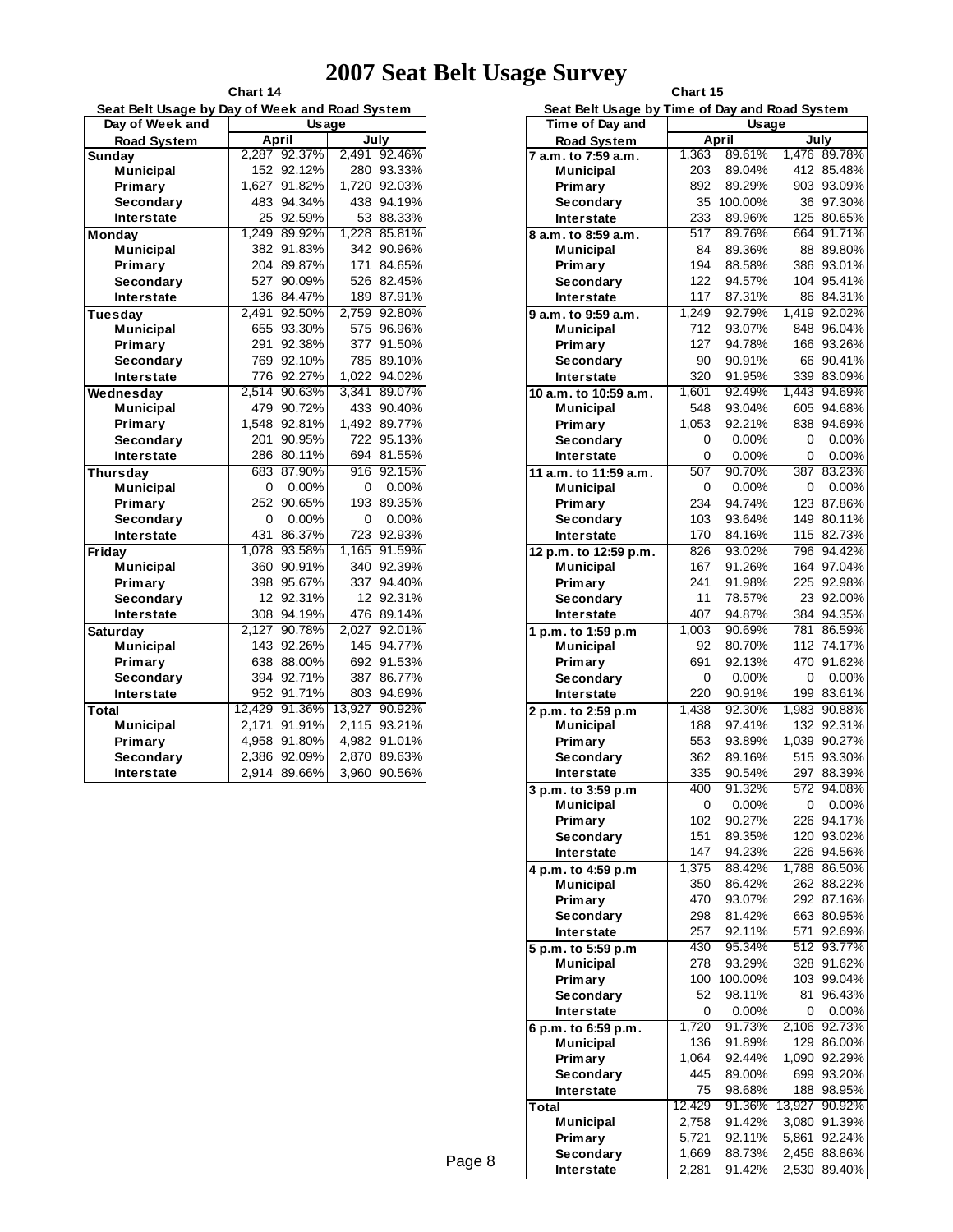# 2007 Seat Belt Usage Survey

**Chart 14**

**Seat Belt Usage by Day of Week and Road System**

| Day of Week and Road System | Usage April | | Usage July | |
|---|---|---|---|---|
| **Sunday** | 2,287 | 92.37% | 2,491 | 92.46% |
| Municipal | 152 | 92.12% | 280 | 93.33% |
| Primary | 1,627 | 91.82% | 1,720 | 92.03% |
| Secondary | 483 | 94.34% | 438 | 94.19% |
| Interstate | 25 | 92.59% | 53 | 88.33% |
| **Monday** | 1,249 | 89.92% | 1,228 | 85.81% |
| Municipal | 382 | 91.83% | 342 | 90.96% |
| Primary | 204 | 89.87% | 171 | 84.65% |
| Secondary | 527 | 90.09% | 526 | 82.45% |
| Interstate | 136 | 84.47% | 189 | 87.91% |
| **Tuesday** | 2,491 | 92.50% | 2,759 | 92.80% |
| Municipal | 655 | 93.30% | 575 | 96.96% |
| Primary | 291 | 92.38% | 377 | 91.50% |
| Secondary | 769 | 92.10% | 785 | 89.10% |
| Interstate | 776 | 92.27% | 1,022 | 94.02% |
| **Wednesday** | 2,514 | 90.63% | 3,341 | 89.07% |
| Municipal | 479 | 90.72% | 433 | 90.40% |
| Primary | 1,548 | 92.81% | 1,492 | 89.77% |
| Secondary | 201 | 90.95% | 722 | 95.13% |
| Interstate | 286 | 80.11% | 694 | 81.55% |
| **Thursday** | 683 | 87.90% | 916 | 92.15% |
| Municipal | 0 | 0.00% | 0 | 0.00% |
| Primary | 252 | 90.65% | 193 | 89.35% |
| Secondary | 0 | 0.00% | 0 | 0.00% |
| Interstate | 431 | 86.37% | 723 | 92.93% |
| **Friday** | 1,078 | 93.58% | 1,165 | 91.59% |
| Municipal | 360 | 90.91% | 340 | 92.39% |
| Primary | 398 | 95.67% | 337 | 94.40% |
| Secondary | 12 | 92.31% | 12 | 92.31% |
| Interstate | 308 | 94.19% | 476 | 89.14% |
| **Saturday** | 2,127 | 90.78% | 2,027 | 92.01% |
| Municipal | 143 | 92.26% | 145 | 94.77% |
| Primary | 638 | 88.00% | 692 | 91.53% |
| Secondary | 394 | 92.71% | 387 | 86.77% |
| Interstate | 952 | 91.71% | 803 | 94.69% |
| **Total** | 12,429 | 91.36% | 13,927 | 90.92% |
| Municipal | 2,171 | 91.91% | 2,115 | 93.21% |
| Primary | 4,958 | 91.80% | 4,982 | 91.01% |
| Secondary | 2,386 | 92.09% | 2,870 | 89.63% |
| Interstate | 2,914 | 89.66% | 3,960 | 90.56% |

**Chart 15**

**Seat Belt Usage by Time of Day and Road System**

| Time of Day and Road System | Usage April | | Usage July | |
|---|---|---|---|---|
| **7 a.m. to 7:59 a.m.** | 1,363 | 89.61% | 1,476 | 89.78% |
| Municipal | 203 | 89.04% | 412 | 85.48% |
| Primary | 892 | 89.29% | 903 | 93.09% |
| Secondary | 35 | 100.00% | 36 | 97.30% |
| Interstate | 233 | 89.96% | 125 | 80.65% |
| **8 a.m. to 8:59 a.m.** | 517 | 89.76% | 664 | 91.71% |
| Municipal | 84 | 89.36% | 88 | 89.80% |
| Primary | 194 | 88.58% | 386 | 93.01% |
| Secondary | 122 | 94.57% | 104 | 95.41% |
| Interstate | 117 | 87.31% | 86 | 84.31% |
| **9 a.m. to 9:59 a.m.** | 1,249 | 92.79% | 1,419 | 92.02% |
| Municipal | 712 | 93.07% | 848 | 96.04% |
| Primary | 127 | 94.78% | 166 | 93.26% |
| Secondary | 90 | 90.91% | 66 | 90.41% |
| Interstate | 320 | 91.95% | 339 | 83.09% |
| **10 a.m. to 10:59 a.m.** | 1,601 | 92.49% | 1,443 | 94.69% |
| Municipal | 548 | 93.04% | 605 | 94.68% |
| Primary | 1,053 | 92.21% | 838 | 94.69% |
| Secondary | 0 | 0.00% | 0 | 0.00% |
| Interstate | 0 | 0.00% | 0 | 0.00% |
| **11 a.m. to 11:59 a.m.** | 507 | 90.70% | 387 | 83.23% |
| Municipal | 0 | 0.00% | 0 | 0.00% |
| Primary | 234 | 94.74% | 123 | 87.86% |
| Secondary | 103 | 93.64% | 149 | 80.11% |
| Interstate | 170 | 84.16% | 115 | 82.73% |
| **12 p.m. to 12:59 p.m.** | 826 | 93.02% | 796 | 94.42% |
| Municipal | 167 | 91.26% | 164 | 97.04% |
| Primary | 241 | 91.98% | 225 | 92.98% |
| Secondary | 11 | 78.57% | 23 | 92.00% |
| Interstate | 407 | 94.87% | 384 | 94.35% |
| **1 p.m. to 1:59 p.m** | 1,003 | 90.69% | 781 | 86.59% |
| Municipal | 92 | 80.70% | 112 | 74.17% |
| Primary | 691 | 92.13% | 470 | 91.62% |
| Secondary | 0 | 0.00% | 0 | 0.00% |
| Interstate | 220 | 90.91% | 199 | 83.61% |
| **2 p.m. to 2:59 p.m** | 1,438 | 92.30% | 1,983 | 90.88% |
| Municipal | 188 | 97.41% | 132 | 92.31% |
| Primary | 553 | 93.89% | 1,039 | 90.27% |
| Secondary | 362 | 89.16% | 515 | 93.30% |
| Interstate | 335 | 90.54% | 297 | 88.39% |
| **3 p.m. to 3:59 p.m** | 400 | 91.32% | 572 | 94.08% |
| Municipal | 0 | 0.00% | 0 | 0.00% |
| Primary | 102 | 90.27% | 226 | 94.17% |
| Secondary | 151 | 89.35% | 120 | 93.02% |
| Interstate | 147 | 94.23% | 226 | 94.56% |
| **4 p.m. to 4:59 p.m** | 1,375 | 88.42% | 1,788 | 86.50% |
| Municipal | 350 | 86.42% | 262 | 88.22% |
| Primary | 470 | 93.07% | 292 | 87.16% |
| Secondary | 298 | 81.42% | 663 | 80.95% |
| Interstate | 257 | 92.11% | 571 | 92.69% |
| **5 p.m. to 5:59 p.m** | 430 | 95.34% | 512 | 93.77% |
| Municipal | 278 | 93.29% | 328 | 91.62% |
| Primary | 100 | 100.00% | 103 | 99.04% |
| Secondary | 52 | 98.11% | 81 | 96.43% |
| Interstate | 0 | 0.00% | 0 | 0.00% |
| **6 p.m. to 6:59 p.m.** | 1,720 | 91.73% | 2,106 | 92.73% |
| Municipal | 136 | 91.89% | 129 | 86.00% |
| Primary | 1,064 | 92.44% | 1,090 | 92.29% |
| Secondary | 445 | 89.00% | 699 | 93.20% |
| Interstate | 75 | 98.68% | 188 | 98.95% |
| **Total** | 12,429 | 91.36% | 13,927 | 90.92% |
| Municipal | 2,758 | 91.42% | 3,080 | 91.39% |
| Primary | 5,721 | 92.11% | 5,861 | 92.24% |
| Secondary | 1,669 | 88.73% | 2,456 | 88.86% |
| Interstate | 2,281 | 91.42% | 2,530 | 89.40% |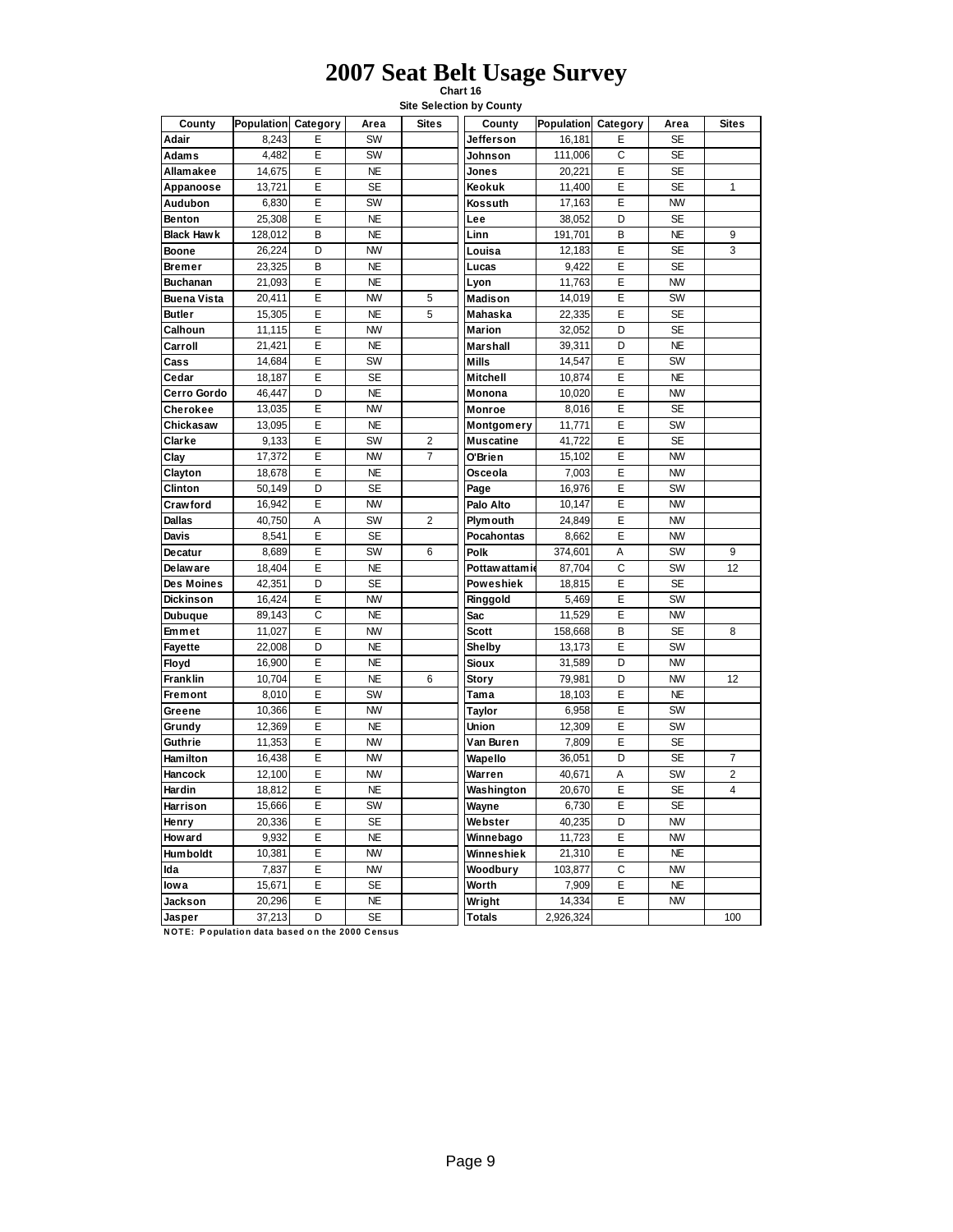# 2007 Seat Belt Usage Survey

**Chart 16**

**Site Selection by County**

| County | Population | Category | Area | Sites | County | Population | Category | Area | Sites |
|---|---|---|---|---|---|---|---|---|---|
| Adair | 8,243 | E | SW | | Jefferson | 16,181 | E | SE | |
| Adams | 4,482 | E | SW | | Johnson | 111,006 | C | SE | |
| Allamakee | 14,675 | E | NE | | Jones | 20,221 | E | SE | |
| Appanoose | 13,721 | E | SE | | Keokuk | 11,400 | E | SE | 1 |
| Audubon | 6,830 | E | SW | | Kossuth | 17,163 | E | NW | |
| Benton | 25,308 | E | NE | | Lee | 38,052 | D | SE | |
| Black Hawk | 128,012 | B | NE | | Linn | 191,701 | B | NE | 9 |
| Boone | 26,224 | D | NW | | Louisa | 12,183 | E | SE | 3 |
| Bremer | 23,325 | B | NE | | Lucas | 9,422 | E | SE | |
| Buchanan | 21,093 | E | NE | | Lyon | 11,763 | E | NW | |
| Buena Vista | 20,411 | E | NW | 5 | Madison | 14,019 | E | SW | |
| Butler | 15,305 | E | NE | 5 | Mahaska | 22,335 | E | SE | |
| Calhoun | 11,115 | E | NW | | Marion | 32,052 | D | SE | |
| Carroll | 21,421 | E | NE | | Marshall | 39,311 | D | NE | |
| Cass | 14,684 | E | SW | | Mills | 14,547 | E | SW | |
| Cedar | 18,187 | E | SE | | Mitchell | 10,874 | E | NE | |
| Cerro Gordo | 46,447 | D | NE | | Monona | 10,020 | E | NW | |
| Cherokee | 13,035 | E | NW | | Monroe | 8,016 | E | SE | |
| Chickasaw | 13,095 | E | NE | | Montgomery | 11,771 | E | SW | |
| Clarke | 9,133 | E | SW | 2 | Muscatine | 41,722 | E | SE | |
| Clay | 17,372 | E | NW | 7 | O'Brien | 15,102 | E | NW | |
| Clayton | 18,678 | E | NE | | Osceola | 7,003 | E | NW | |
| Clinton | 50,149 | D | SE | | Page | 16,976 | E | SW | |
| Crawford | 16,942 | E | NW | | Palo Alto | 10,147 | E | NW | |
| Dallas | 40,750 | A | SW | 2 | Plymouth | 24,849 | E | NW | |
| Davis | 8,541 | E | SE | | Pocahontas | 8,662 | E | NW | |
| Decatur | 8,689 | E | SW | 6 | Polk | 374,601 | A | SW | 9 |
| Delaware | 18,404 | E | NE | | Pottawattamie | 87,704 | C | SW | 12 |
| Des Moines | 42,351 | D | SE | | Poweshiek | 18,815 | E | SE | |
| Dickinson | 16,424 | E | NW | | Ringgold | 5,469 | E | SW | |
| Dubuque | 89,143 | C | NE | | Sac | 11,529 | E | NW | |
| Emmet | 11,027 | E | NW | | Scott | 158,668 | B | SE | 8 |
| Fayette | 22,008 | D | NE | | Shelby | 13,173 | E | SW | |
| Floyd | 16,900 | E | NE | | Sioux | 31,589 | D | NW | |
| Franklin | 10,704 | E | NE | 6 | Story | 79,981 | D | NW | 12 |
| Fremont | 8,010 | E | SW | | Tama | 18,103 | E | NE | |
| Greene | 10,366 | E | NW | | Taylor | 6,958 | E | SW | |
| Grundy | 12,369 | E | NE | | Union | 12,309 | E | SW | |
| Guthrie | 11,353 | E | NW | | Van Buren | 7,809 | E | SE | |
| Hamilton | 16,438 | E | NW | | Wapello | 36,051 | D | SE | 7 |
| Hancock | 12,100 | E | NW | | Warren | 40,671 | A | SW | 2 |
| Hardin | 18,812 | E | NE | | Washington | 20,670 | E | SE | 4 |
| Harrison | 15,666 | E | SW | | Wayne | 6,730 | E | SE | |
| Henry | 20,336 | E | SE | | Webster | 40,235 | D | NW | |
| Howard | 9,932 | E | NE | | Winnebago | 11,723 | E | NW | |
| Humboldt | 10,381 | E | NW | | Winneshiek | 21,310 | E | NE | |
| Ida | 7,837 | E | NW | | Woodbury | 103,877 | C | NW | |
| Iowa | 15,671 | E | SE | | Worth | 7,909 | E | NE | |
| Jackson | 20,296 | E | NE | | Wright | 14,334 | E | NW | |
| Jasper | 37,213 | D | SE | | Totals | 2,926,324 | | | 100 |

NOTE: Population data based on the 2000 Census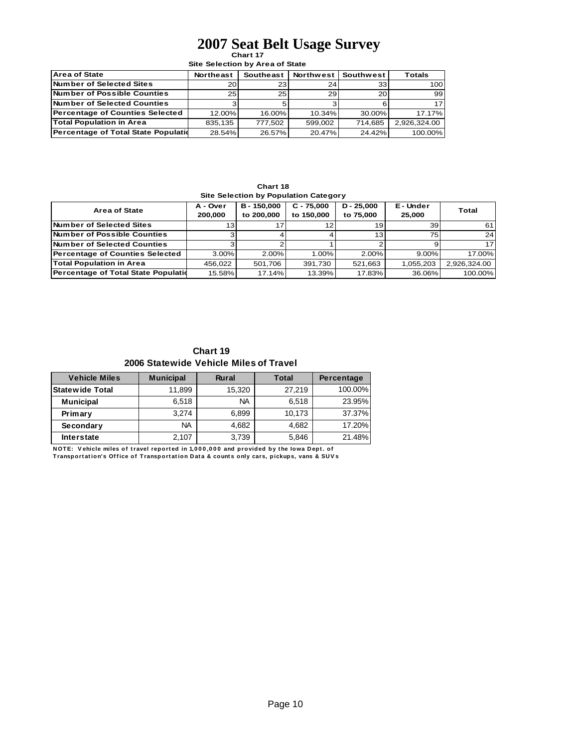# 2007 Seat Belt Usage Survey

**Chart 17**

**Site Selection by Area of State**

| Area of State | Northeast | Southeast | Northwest | Southwest | Totals |
|---|---|---|---|---|---|
| Number of Selected Sites | 20 | 23 | 24 | 33 | 100 |
| Number of Possible Counties | 25 | 25 | 29 | 20 | 99 |
| Number of Selected Counties | 3 | 5 | 3 | 6 | 17 |
| Percentage of Counties Selected | 12.00% | 16.00% | 10.34% | 30.00% | 17.17% |
| Total Population in Area | 835,135 | 777,502 | 599,002 | 714,685 | 2,926,324.00 |
| Percentage of Total State Populatio | 28.54% | 26.57% | 20.47% | 24.42% | 100.00% |

**Chart 18**

**Site Selection by Population Category**

| Area of State | A - Over 200,000 | B - 150,000 to 200,000 | C - 75,000 to 150,000 | D - 25,000 to 75,000 | E - Under 25,000 | Total |
|---|---|---|---|---|---|---|
| Number of Selected Sites | 13 | 17 | 12 | 19 | 39 | 61 |
| Number of Possible Counties | 3 | 4 | 4 | 13 | 75 | 24 |
| Number of Selected Counties | 3 | 2 | 1 | 2 | 9 | 17 |
| Percentage of Counties Selected | 3.00% | 2.00% | 1.00% | 2.00% | 9.00% | 17.00% |
| Total Population in Area | 456,022 | 501,706 | 391,730 | 521,663 | 1,055,203 | 2,926,324.00 |
| Percentage of Total State Populatio | 15.58% | 17.14% | 13.39% | 17.83% | 36.06% | 100.00% |

**Chart 19**

**2006 Statewide Vehicle Miles of Travel**

| Vehicle Miles | Municipal | Rural | Total | Percentage |
|---|---|---|---|---|
| Statewide Total | 11,899 | 15,320 | 27,219 | 100.00% |
| Municipal | 6,518 | NA | 6,518 | 23.95% |
| Primary | 3,274 | 6,899 | 10,173 | 37.37% |
| Secondary | NA | 4,682 | 4,682 | 17.20% |
| Interstate | 2,107 | 3,739 | 5,846 | 21.48% |

**NOTE: Vehicle miles of travel reported in 1,000,000 and provided by the Iowa Dept. of Transportation's Office of Transportation Data & counts only cars, pickups, vans & SUVs**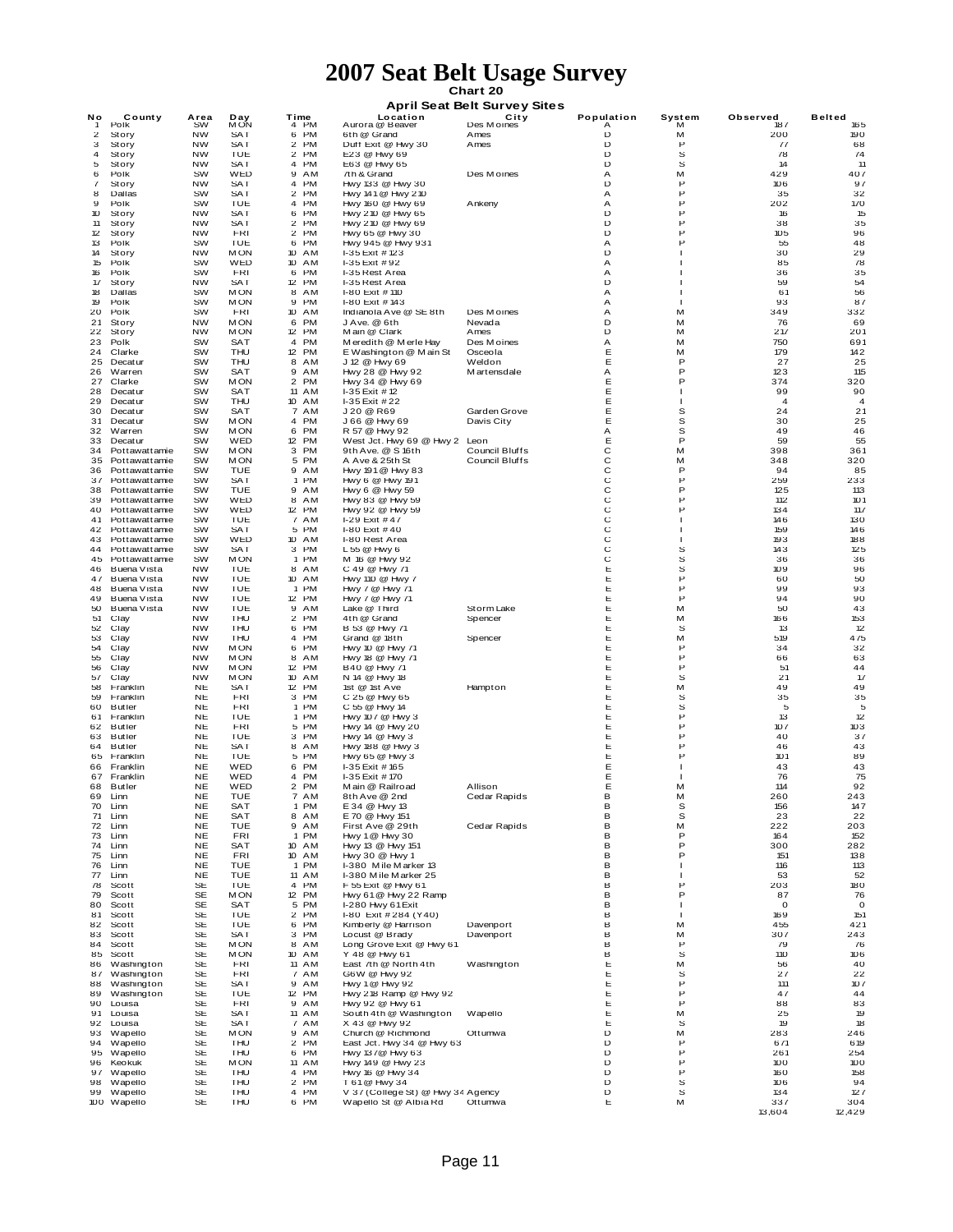# 2007 Seat Belt Usage Survey

## Chart 20

### April Seat Belt Survey Sites

| No | County | Area | Day | Time | Location | City | Population | System | Observed | Belted |
|---|---|---|---|---|---|---|---|---|---|---|
| 1 | Polk | SW | MON | 4 PM | Aurora @ Beaver | Des Moines | A | M | 187 | 165 |
| 2 | Story | NW | SAT | 6 PM | 6th @ Grand | Ames | D | M | 200 | 190 |
| 3 | Story | NW | SAT | 2 PM | Duff Exit @ Hwy 30 | Ames | D | P | 77 | 68 |
| 4 | Story | NW | TUE | 2 PM | E23 @ Hwy 69 | | D | S | 78 | 74 |
| 5 | Story | NW | SAT | 4 PM | E63 @ Hwy 65 | | D | S | 14 | 11 |
| 6 | Polk | SW | WED | 9 AM | 7th & Grand | Des Moines | A | M | 429 | 407 |
| 7 | Story | NW | SAT | 4 PM | Hwy 133 @ Hwy 30 | | D | P | 106 | 97 |
| 8 | Dallas | SW | SAT | 2 PM | Hwy 141 @ Hwy 210 | | A | P | 35 | 32 |
| 9 | Polk | SW | TUE | 4 PM | Hwy 160 @ Hwy 69 | Ankeny | A | P | 202 | 170 |
| 10 | Story | NW | SAT | 6 PM | Hwy 210 @ Hwy 65 | | D | P | 16 | 15 |
| 11 | Story | NW | SAT | 2 PM | Hwy 210 @ Hwy 69 | | D | P | 38 | 35 |
| 12 | Story | NW | FRI | 2 PM | Hwy 65 @ Hwy 30 | | D | P | 105 | 96 |
| 13 | Polk | SW | TUE | 6 PM | Hwy 945 @ Hwy 931 | | A | P | 55 | 48 |
| 14 | Story | NW | MON | 10 AM | I-35 Exit # 123 | | D | I | 30 | 29 |
| 15 | Polk | SW | WED | 10 AM | I-35 Exit # 92 | | A | I | 85 | 78 |
| 16 | Polk | SW | FRI | 6 PM | I-35 Rest Area | | A | I | 36 | 35 |
| 17 | Story | NW | SAT | 12 PM | I-35 Rest Area | | D | I | 59 | 54 |
| 18 | Dallas | SW | MON | 8 AM | I-80 Exit # 110 | | A | I | 61 | 56 |
| 19 | Polk | SW | MON | 9 PM | I-80 Exit # 143 | | A | I | 93 | 87 |
| 20 | Polk | SW | FRI | 10 AM | Indianola Ave @ SE 8th | Des Moines | A | M | 349 | 332 |
| 21 | Story | NW | MON | 6 PM | J Ave. @ 6th | Nevada | D | M | 76 | 69 |
| 22 | Story | NW | MON | 12 PM | Main @ Clark | Ames | D | M | 217 | 201 |
| 23 | Polk | SW | SAT | 4 PM | Meredith @ Merle Hay | Des Moines | A | M | 750 | 691 |
| 24 | Clarke | SW | THU | 12 PM | E Washington @ Main St | Osceola | E | M | 179 | 142 |
| 25 | Decatur | SW | THU | 8 AM | J 12 @ Hwy 69 | Weldon | E | P | 27 | 25 |
| 26 | Warren | SW | SAT | 9 AM | Hwy 28 @ Hwy 92 | Martensdale | A | P | 123 | 115 |
| 27 | Clarke | SW | MON | 2 PM | Hwy 34 @ Hwy 69 | | E | P | 374 | 320 |
| 28 | Decatur | SW | SAT | 11 AM | I-35 Exit # 12 | | E | I | 99 | 90 |
| 29 | Decatur | SW | THU | 10 AM | I-35 Exit # 22 | | E | I | 4 | 4 |
| 30 | Decatur | SW | SAT | 7 AM | J 20 @ R69 | Garden Grove | E | S | 24 | 21 |
| 31 | Decatur | SW | MON | 4 PM | J 66 @ Hwy 69 | Davis City | E | S | 30 | 25 |
| 32 | Warren | SW | MON | 6 PM | R 57 @ Hwy 92 | | A | S | 49 | 46 |
| 33 | Decatur | SW | WED | 12 PM | West Jct. Hwy 69 @ Hwy 2 | Leon | E | P | 59 | 55 |
| 34 | Pottawattamie | SW | MON | 3 PM | 9th Ave. @ S 16th | Council Bluffs | C | M | 398 | 361 |
| 35 | Pottawattamie | SW | MON | 5 PM | A Ave & 25th St | Council Bluffs | C | M | 348 | 320 |
| 36 | Pottawattamie | SW | TUE | 9 AM | Hwy 191 @ Hwy 83 | | C | P | 94 | 85 |
| 37 | Pottawattamie | SW | SAT | 1 PM | Hwy 6 @ Hwy 191 | | C | P | 259 | 233 |
| 38 | Pottawattamie | SW | TUE | 9 AM | Hwy 6 @ Hwy 59 | | C | P | 125 | 113 |
| 39 | Pottawattamie | SW | WED | 8 AM | Hwy 83 @ Hwy 59 | | C | P | 112 | 101 |
| 40 | Pottawattamie | SW | WED | 12 PM | Hwy 92 @ Hwy 59 | | C | P | 134 | 117 |
| 41 | Pottawattamie | SW | TUE | 7 AM | I-29 Exit # 47 | | C | I | 146 | 130 |
| 42 | Pottawattamie | SW | SAT | 5 PM | I-80 Exit # 40 | | C | I | 159 | 146 |
| 43 | Pottawattamie | SW | WED | 10 AM | I-80 Rest Area | | C | I | 193 | 188 |
| 44 | Pottawattamie | SW | SAT | 3 PM | L 55 @ Hwy 6 | | C | S | 143 | 125 |
| 45 | Pottawattamie | SW | MON | 1 PM | M 16 @ Hwy 92 | | C | S | 36 | 36 |
| 46 | Buena Vista | NW | TUE | 8 AM | C 49 @ Hwy 71 | | E | S | 109 | 96 |
| 47 | Buena Vista | NW | TUE | 10 AM | Hwy 110 @ Hwy 7 | | E | P | 60 | 50 |
| 48 | Buena Vista | NW | TUE | 1 PM | Hwy 7 @ Hwy 71 | | E | P | 99 | 93 |
| 49 | Buena Vista | NW | TUE | 12 PM | Hwy 7 @ Hwy 71 | | E | P | 94 | 90 |
| 50 | Buena Vista | NW | TUE | 9 AM | Lake @ Third | Storm Lake | E | M | 50 | 43 |
| 51 | Clay | NW | THU | 2 PM | 4th @ Grand | Spencer | E | M | 166 | 153 |
| 52 | Clay | NW | THU | 6 PM | B 53 @ Hwy 71 | | E | S | 13 | 12 |
| 53 | Clay | NW | THU | 4 PM | Grand @ 18th | Spencer | E | M | 519 | 475 |
| 54 | Clay | NW | MON | 6 PM | Hwy 10 @ Hwy 71 | | E | P | 34 | 32 |
| 55 | Clay | NW | MON | 8 AM | Hwy 18 @ Hwy 71 | | E | P | 66 | 63 |
| 56 | Clay | NW | MON | 12 PM | B40 @ Hwy 71 | | E | P | 51 | 44 |
| 57 | Clay | NW | MON | 10 AM | N 14 @ Hwy 18 | | E | S | 21 | 17 |
| 58 | Franklin | NE | SAT | 12 PM | 1st @ 1st Ave | Hampton | E | M | 49 | 49 |
| 59 | Franklin | NE | FRI | 3 PM | C 25 @ Hwy 65 | | E | S | 35 | 35 |
| 60 | Butler | NE | FRI | 1 PM | C 55 @ Hwy 14 | | E | S | 5 | 5 |
| 61 | Franklin | NE | TUE | 1 PM | Hwy 107 @ Hwy 3 | | E | P | 13 | 12 |
| 62 | Butler | NE | FRI | 5 PM | Hwy 14 @ Hwy 20 | | E | P | 107 | 103 |
| 63 | Butler | NE | TUE | 3 PM | Hwy 14 @ Hwy 3 | | E | P | 40 | 37 |
| 64 | Butler | NE | SAT | 8 AM | Hwy 188 @ Hwy 3 | | E | P | 46 | 43 |
| 65 | Franklin | NE | TUE | 5 PM | Hwy 65 @ Hwy 3 | | E | P | 101 | 89 |
| 66 | Franklin | NE | WED | 6 PM | I-35 Exit # 165 | | E | I | 43 | 43 |
| 67 | Franklin | NE | WED | 4 PM | I-35 Exit # 170 | | E | I | 76 | 75 |
| 68 | Butler | NE | WED | 2 PM | Main @ Railroad | Allison | E | M | 114 | 92 |
| 69 | Linn | NE | TUE | 7 AM | 8th Ave @ 2nd | Cedar Rapids | B | M | 260 | 243 |
| 70 | Linn | NE | SAT | 1 PM | E 34 @ Hwy 13 | | B | S | 156 | 147 |
| 71 | Linn | NE | SAT | 8 AM | E 70 @ Hwy 151 | | B | S | 23 | 22 |
| 72 | Linn | NE | TUE | 9 AM | First Ave @ 29th | Cedar Rapids | B | M | 222 | 203 |
| 73 | Linn | NE | FRI | 1 PM | Hwy 1 @ Hwy 30 | | B | P | 164 | 152 |
| 74 | Linn | NE | SAT | 10 AM | Hwy 13 @ Hwy 151 | | B | P | 300 | 282 |
| 75 | Linn | NE | FRI | 10 AM | Hwy 30 @ Hwy 1 | | B | P | 151 | 138 |
| 76 | Linn | NE | TUE | 1 PM | I-380 Mile Marker 13 | | B | I | 116 | 113 |
| 77 | Linn | NE | TUE | 11 AM | I-380 Mile Marker 25 | | B | I | 53 | 52 |
| 78 | Scott | SE | TUE | 4 PM | F 55 Exit @ Hwy 61 | | B | P | 203 | 180 |
| 79 | Scott | SE | MON | 12 PM | Hwy 61 @ Hwy 22 Ramp | | B | P | 87 | 76 |
| 80 | Scott | SE | SAT | 5 PM | I-280 Hwy 61 Exit | | B | I | 0 | 0 |
| 81 | Scott | SE | TUE | 2 PM | I-80 Exit # 284 (Y40) | | B | I | 169 | 151 |
| 82 | Scott | SE | TUE | 6 PM | Kimberly @ Harrison | Davenport | B | M | 455 | 421 |
| 83 | Scott | SE | SAT | 3 PM | Locust @ Brady | Davenport | B | M | 307 | 243 |
| 84 | Scott | SE | MON | 8 AM | Long Grove Exit @ Hwy 61 | | B | P | 79 | 76 |
| 85 | Scott | SE | MON | 10 AM | Y 48 @ Hwy 61 | | B | S | 110 | 106 |
| 86 | Washington | SE | FRI | 11 AM | East 7th @ North 4th | Washington | E | M | 56 | 40 |
| 87 | Washington | SE | FRI | 7 AM | G6W @ Hwy 92 | | E | S | 27 | 22 |
| 88 | Washington | SE | SAT | 9 AM | Hwy 1 @ Hwy 92 | | E | P | 111 | 107 |
| 89 | Washington | SE | TUE | 12 PM | Hwy 218 Ramp @ Hwy 92 | | E | P | 47 | 44 |
| 90 | Louisa | SE | FRI | 9 AM | Hwy 92 @ Hwy 61 | | E | P | 88 | 83 |
| 91 | Louisa | SE | SAT | 11 AM | South 4th @ Washington | Wapello | E | M | 25 | 19 |
| 92 | Louisa | SE | SAT | 7 AM | X 43 @ Hwy 92 | | E | S | 19 | 18 |
| 93 | Wapello | SE | MON | 9 AM | Church @ Richmond | Ottumwa | D | M | 283 | 246 |
| 94 | Wapello | SE | THU | 2 PM | East Jct. Hwy 34 @ Hwy 63 | | D | P | 671 | 619 |
| 95 | Wapello | SE | THU | 6 PM | Hwy 137@ Hwy 63 | | D | P | 261 | 254 |
| 96 | Keokuk | SE | MON | 11 AM | Hwy 149 @ Hwy 23 | | D | P | 100 | 100 |
| 97 | Wapello | SE | THU | 4 PM | Hwy 16 @ Hwy 34 | | D | P | 160 | 158 |
| 98 | Wapello | SE | THU | 2 PM | T 61 @ Hwy 34 | | D | S | 106 | 94 |
| 99 | Wapello | SE | THU | 4 PM | V 37 (College St) @ Hwy 34 | Agency | D | S | 134 | 127 |
| 100 | Wapello | SE | THU | 6 PM | Wapello St @ Albia Rd | Ottumwa | E | M | 337 | 304 |
| | | | | | | | | | 13,604 | 12,429 |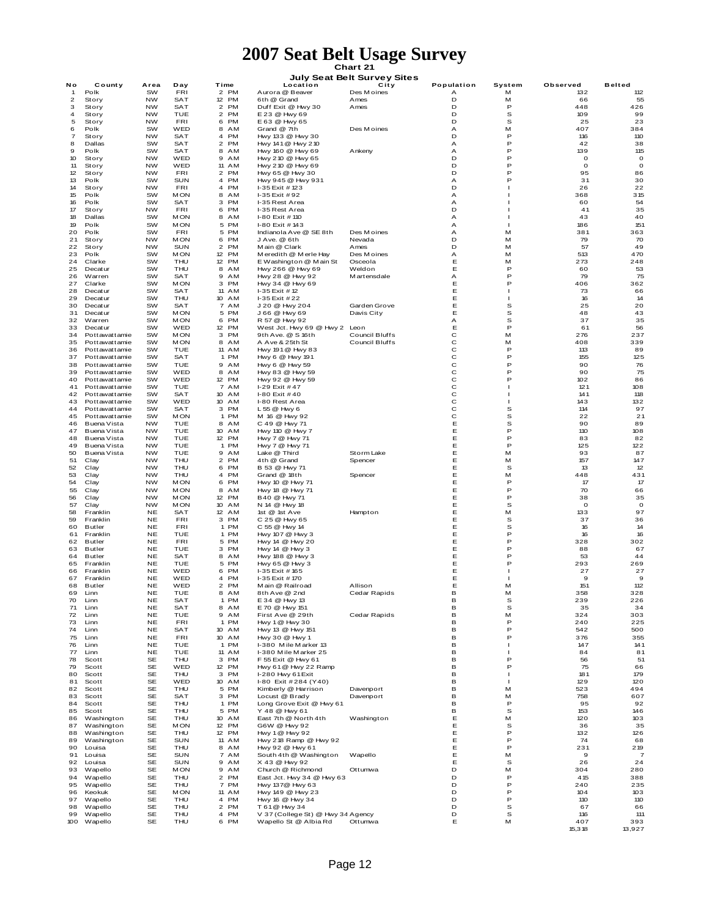# 2007 Seat Belt Usage Survey

**Chart 21**

**July Seat Belt Survey Sites**

| No | County | Area | Day | Time | Location | City | Population | System | Observed | Belted |
|---|---|---|---|---|---|---|---|---|---|---|
| 1 | Polk | SW | FRI | 2 PM | Aurora @ Beaver | Des Moines | A | M | 132 | 112 |
| 2 | Story | NW | SAT | 12 PM | 6th @ Grand | Ames | D | M | 66 | 55 |
| 3 | Story | NW | SAT | 2 PM | Duff Exit @ Hwy 30 | Ames | D | P | 448 | 426 |
| 4 | Story | NW | TUE | 2 PM | E 23 @ Hwy 69 | | D | S | 109 | 99 |
| 5 | Story | NW | FRI | 6 PM | E 63 @ Hwy 65 | | D | S | 25 | 23 |
| 6 | Polk | SW | WED | 8 AM | Grand @ 7th | Des Moines | A | M | 407 | 384 |
| 7 | Story | NW | SAT | 4 PM | Hwy 133 @ Hwy 30 | | D | P | 116 | 110 |
| 8 | Dallas | SW | SAT | 2 PM | Hwy 141 @ Hwy 210 | | A | P | 42 | 38 |
| 9 | Polk | SW | SAT | 8 AM | Hwy 160 @ Hwy 69 | Ankeny | A | P | 139 | 115 |
| 10 | Story | NW | WED | 9 AM | Hwy 210 @ Hwy 65 | | D | P | 0 | 0 |
| 11 | Story | NW | WED | 11 AM | Hwy 210 @ Hwy 69 | | D | P | 0 | 0 |
| 12 | Story | NW | FRI | 2 PM | Hwy 65 @ Hwy 30 | | D | P | 95 | 86 |
| 13 | Polk | SW | SUN | 4 PM | Hwy 945 @ Hwy 931 | | A | P | 31 | 30 |
| 14 | Story | NW | FRI | 4 PM | I-35 Exit # 123 | | D | I | 26 | 22 |
| 15 | Polk | SW | MON | 8 AM | I-35 Exit # 92 | | A | I | 368 | 315 |
| 16 | Polk | SW | SAT | 3 PM | I-35 Rest Area | | A | I | 60 | 54 |
| 17 | Story | NW | FRI | 6 PM | I-35 Rest Area | | D | I | 41 | 35 |
| 18 | Dallas | SW | MON | 8 AM | I-80 Exit # 110 | | A | I | 43 | 40 |
| 19 | Polk | SW | MON | 5 PM | I-80 Exit # 143 | | A | I | 186 | 151 |
| 20 | Polk | SW | FRI | 5 PM | Indianola Ave @ SE 8th | Des Moines | A | M | 381 | 363 |
| 21 | Story | NW | MON | 6 PM | J Ave. @ 6th | Nevada | D | M | 79 | 70 |
| 22 | Story | NW | SUN | 2 PM | Main @ Clark | Ames | D | M | 57 | 49 |
| 23 | Polk | SW | MON | 12 PM | Meredith @ Merle Hay | Des Moines | A | M | 513 | 470 |
| 24 | Clarke | SW | THU | 12 PM | E Washington @ Main St | Osceola | E | M | 273 | 248 |
| 25 | Decatur | SW | THU | 8 AM | Hwy 266 @ Hwy 69 | Weldon | E | P | 60 | 53 |
| 26 | Warren | SW | SAT | 9 AM | Hwy 28 @ Hwy 92 | Martensdale | A | P | 79 | 75 |
| 27 | Clarke | SW | MON | 3 PM | Hwy 34 @ Hwy 69 | | E | P | 406 | 362 |
| 28 | Decatur | SW | SAT | 11 AM | I-35 Exit # 12 | | E | I | 73 | 66 |
| 29 | Decatur | SW | THU | 10 AM | I-35 Exit # 22 | | E | I | 16 | 14 |
| 30 | Decatur | SW | SAT | 7 AM | J 20 @ Hwy 204 | Garden Grove | E | S | 25 | 20 |
| 31 | Decatur | SW | MON | 5 PM | J 66 @ Hwy 69 | Davis City | E | S | 48 | 43 |
| 32 | Warren | SW | MON | 6 PM | R 57 @ Hwy 92 | | A | S | 37 | 35 |
| 33 | Decatur | SW | WED | 12 PM | West Jct. Hwy 69 @ Hwy 2 | Leon | E | P | 61 | 56 |
| 34 | Pottawattamie | SW | MON | 3 PM | 9th Ave. @ S 16th | Council Bluffs | C | M | 276 | 237 |
| 35 | Pottawattamie | SW | MON | 8 AM | A Ave & 25th St | Council Bluffs | C | M | 408 | 339 |
| 36 | Pottawattamie | SW | TUE | 11 AM | Hwy 191 @ Hwy 83 | | C | P | 113 | 89 |
| 37 | Pottawattamie | SW | SAT | 1 PM | Hwy 6 @ Hwy 191 | | C | P | 155 | 125 |
| 38 | Pottawattamie | SW | TUE | 9 AM | Hwy 6 @ Hwy 59 | | C | P | 90 | 76 |
| 39 | Pottawattamie | SW | WED | 8 AM | Hwy 83 @ Hwy 59 | | C | P | 90 | 75 |
| 40 | Pottawattamie | SW | WED | 12 PM | Hwy 92 @ Hwy 59 | | C | P | 102 | 86 |
| 41 | Pottawattamie | SW | TUE | 7 AM | I-29 Exit # 47 | | C | I | 121 | 108 |
| 42 | Pottawattamie | SW | SAT | 10 AM | I-80 Exit # 40 | | C | I | 141 | 118 |
| 43 | Pottawattamie | SW | WED | 10 AM | I-80 Rest Area | | C | I | 143 | 132 |
| 44 | Pottawattamie | SW | SAT | 3 PM | L 55 @ Hwy 6 | | C | S | 114 | 97 |
| 45 | Pottawattamie | SW | MON | 1 PM | M 16 @ Hwy 92 | | C | S | 22 | 21 |
| 46 | Buena Vista | NW | TUE | 8 AM | C 49 @ Hwy 71 | | E | S | 90 | 89 |
| 47 | Buena Vista | NW | TUE | 10 AM | Hwy 110 @ Hwy 7 | | E | P | 110 | 108 |
| 48 | Buena Vista | NW | TUE | 12 PM | Hwy 7 @ Hwy 71 | | E | P | 83 | 82 |
| 49 | Buena Vista | NW | TUE | 1 PM | Hwy 7 @ Hwy 71 | | E | P | 125 | 122 |
| 50 | Buena Vista | NW | TUE | 9 AM | Lake @ Third | Storm Lake | E | M | 93 | 87 |
| 51 | Clay | NW | THU | 2 PM | 4th @ Grand | Spencer | E | M | 157 | 147 |
| 52 | Clay | NW | THU | 6 PM | B 53 @ Hwy 71 | | E | S | 13 | 12 |
| 53 | Clay | NW | THU | 4 PM | Grand @ 18th | Spencer | E | M | 448 | 431 |
| 54 | Clay | NW | MON | 6 PM | Hwy 10 @ Hwy 71 | | E | P | 17 | 17 |
| 55 | Clay | NW | MON | 8 AM | Hwy 18 @ Hwy 71 | | E | P | 70 | 66 |
| 56 | Clay | NW | MON | 12 PM | B40 @ Hwy 71 | | E | P | 38 | 35 |
| 57 | Clay | NW | MON | 10 AM | N 14 @ Hwy 18 | | E | S | 0 | 0 |
| 58 | Franklin | NE | SAT | 12 AM | 1st @ 1st Ave | Hampton | E | M | 133 | 97 |
| 59 | Franklin | NE | FRI | 3 PM | C 25 @ Hwy 65 | | E | S | 37 | 36 |
| 60 | Butler | NE | FRI | 1 PM | C 55 @ Hwy 14 | | E | S | 16 | 14 |
| 61 | Franklin | NE | TUE | 1 PM | Hwy 107 @ Hwy 3 | | E | P | 16 | 16 |
| 62 | Butler | NE | FRI | 5 PM | Hwy 14 @ Hwy 20 | | E | P | 328 | 302 |
| 63 | Butler | NE | TUE | 3 PM | Hwy 14 @ Hwy 3 | | E | P | 88 | 67 |
| 64 | Butler | NE | SAT | 8 AM | Hwy 188 @ Hwy 3 | | E | P | 53 | 44 |
| 65 | Franklin | NE | TUE | 5 PM | Hwy 65 @ Hwy 3 | | E | P | 293 | 269 |
| 66 | Franklin | NE | WED | 6 PM | I-35 Exit # 165 | | E | I | 27 | 27 |
| 67 | Franklin | NE | WED | 4 PM | I-35 Exit # 170 | | E | I | 9 | 9 |
| 68 | Butler | NE | WED | 2 PM | Main @ Railroad | Allison | E | M | 151 | 112 |
| 69 | Linn | NE | TUE | 8 AM | 8th Ave @ 2nd | Cedar Rapids | B | M | 358 | 328 |
| 70 | Linn | NE | SAT | 1 PM | E 34 @ Hwy 13 | | B | S | 239 | 226 |
| 71 | Linn | NE | SAT | 8 AM | E 70 @ Hwy 151 | | B | S | 35 | 34 |
| 72 | Linn | NE | TUE | 9 AM | First Ave @ 29th | Cedar Rapids | B | M | 324 | 303 |
| 73 | Linn | NE | FRI | 1 PM | Hwy 1 @ Hwy 30 | | B | P | 240 | 225 |
| 74 | Linn | NE | SAT | 10 AM | Hwy 13 @ Hwy 151 | | B | P | 542 | 500 |
| 75 | Linn | NE | FRI | 10 AM | Hwy 30 @ Hwy 1 | | B | P | 376 | 355 |
| 76 | Linn | NE | TUE | 1 PM | I-380 Mile Marker 13 | | B | I | 147 | 141 |
| 77 | Linn | NE | TUE | 11 AM | I-380 Mile Marker 25 | | B | I | 84 | 81 |
| 78 | Scott | SE | THU | 3 PM | F 55 Exit @ Hwy 61 | | B | P | 56 | 51 |
| 79 | Scott | SE | WED | 12 PM | Hwy 61 @ Hwy 22 Ramp | | B | P | 75 | 66 |
| 80 | Scott | SE | THU | 3 PM | I-280 Hwy 61 Exit | | B | I | 181 | 179 |
| 81 | Scott | SE | WED | 10 AM | I-80 Exit # 284 (Y40) | | B | I | 129 | 120 |
| 82 | Scott | SE | THU | 5 PM | Kimberly @ Harrison | Davenport | B | M | 523 | 494 |
| 83 | Scott | SE | SAT | 3 PM | Locust @ Brady | Davenport | B | M | 758 | 607 |
| 84 | Scott | SE | THU | 1 PM | Long Grove Exit @ Hwy 61 | | B | P | 95 | 92 |
| 85 | Scott | SE | THU | 5 PM | Y 48 @ Hwy 61 | | B | S | 153 | 146 |
| 86 | Washington | SE | THU | 10 AM | East 7th @ North 4th | Washington | E | M | 120 | 103 |
| 87 | Washington | SE | MON | 12 PM | G6W @ Hwy 92 | | E | S | 36 | 35 |
| 88 | Washington | SE | THU | 12 PM | Hwy 1 @ Hwy 92 | | E | P | 132 | 126 |
| 89 | Washington | SE | SUN | 11 AM | Hwy 218 Ramp @ Hwy 92 | | E | P | 74 | 68 |
| 90 | Louisa | SE | THU | 8 AM | Hwy 92 @ Hwy 61 | | E | P | 231 | 219 |
| 91 | Louisa | SE | SUN | 7 AM | South 4th @ Washington | Wapello | E | M | 9 | 7 |
| 92 | Louisa | SE | SUN | 9 AM | X 43 @ Hwy 92 | | E | S | 26 | 24 |
| 93 | Wapello | SE | MON | 9 AM | Church @ Richmond | Ottumwa | D | M | 304 | 280 |
| 94 | Wapello | SE | THU | 2 PM | East Jct. Hwy 34 @ Hwy 63 | | D | P | 415 | 388 |
| 95 | Wapello | SE | THU | 7 PM | Hwy 137@ Hwy 63 | | D | P | 240 | 235 |
| 96 | Keokuk | SE | MON | 11 AM | Hwy 149 @ Hwy 23 | | D | P | 104 | 103 |
| 97 | Wapello | SE | THU | 4 PM | Hwy 16 @ Hwy 34 | | D | P | 110 | 110 |
| 98 | Wapello | SE | THU | 2 PM | T 61 @ Hwy 34 | | D | S | 67 | 66 |
| 99 | Wapello | SE | THU | 4 PM | V 37 (College St) @ Hwy 34 | Agency | D | S | 116 | 111 |
| 100 | Wapello | SE | THU | 6 PM | Wapello St @ Albia Rd | Ottumwa | E | M | 407 | 393 |
| | | | | | | | | | 15,318 | 13,927 |